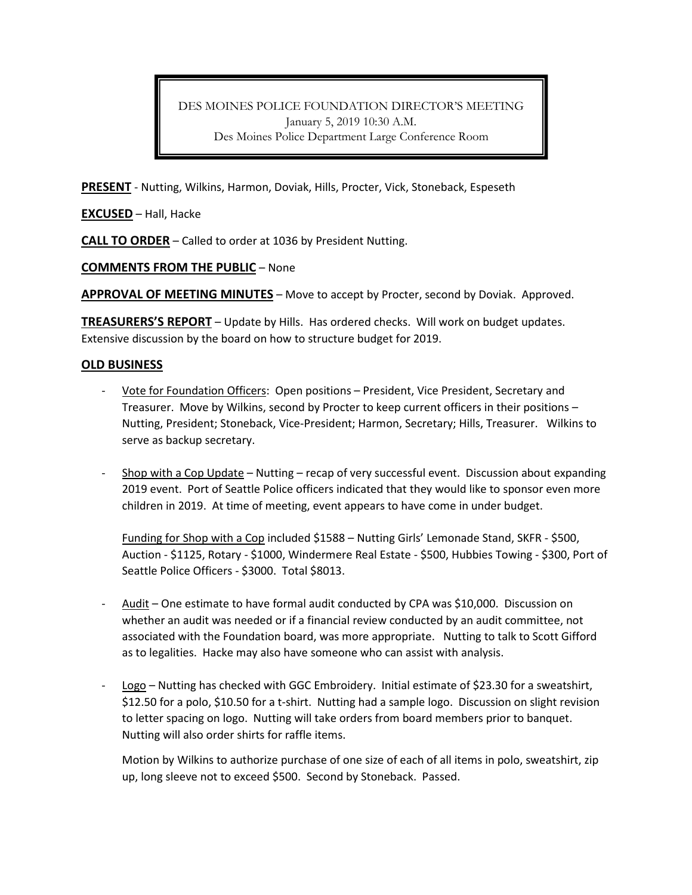DES MOINES POLICE FOUNDATION DIRECTOR'S MEETING
January 5, 2019 10:30 A.M.
Des Moines Police Department Large Conference Room

**PRESENT** - Nutting, Wilkins, Harmon, Doviak, Hills, Procter, Vick, Stoneback, Espeseth

**EXCUSED** – Hall, Hacke

**CALL TO ORDER** – Called to order at 1036 by President Nutting.

**COMMENTS FROM THE PUBLIC** – None

**APPROVAL OF MEETING MINUTES** – Move to accept by Procter, second by Doviak. Approved.

**TREASURERS'S REPORT** – Update by Hills. Has ordered checks. Will work on budget updates. Extensive discussion by the board on how to structure budget for 2019.

## OLD BUSINESS

- Vote for Foundation Officers: Open positions – President, Vice President, Secretary and Treasurer. Move by Wilkins, second by Procter to keep current officers in their positions – Nutting, President; Stoneback, Vice-President; Harmon, Secretary; Hills, Treasurer. Wilkins to serve as backup secretary.

- Shop with a Cop Update – Nutting – recap of very successful event. Discussion about expanding 2019 event. Port of Seattle Police officers indicated that they would like to sponsor even more children in 2019. At time of meeting, event appears to have come in under budget.

  Funding for Shop with a Cop included $1588 – Nutting Girls' Lemonade Stand, SKFR - $500, Auction - $1125, Rotary - $1000, Windermere Real Estate - $500, Hubbies Towing - $300, Port of Seattle Police Officers - $3000. Total $8013.

- Audit – One estimate to have formal audit conducted by CPA was $10,000. Discussion on whether an audit was needed or if a financial review conducted by an audit committee, not associated with the Foundation board, was more appropriate. Nutting to talk to Scott Gifford as to legalities. Hacke may also have someone who can assist with analysis.

- Logo – Nutting has checked with GGC Embroidery. Initial estimate of $23.30 for a sweatshirt, $12.50 for a polo, $10.50 for a t-shirt. Nutting had a sample logo. Discussion on slight revision to letter spacing on logo. Nutting will take orders from board members prior to banquet. Nutting will also order shirts for raffle items.

  Motion by Wilkins to authorize purchase of one size of each of all items in polo, sweatshirt, zip up, long sleeve not to exceed $500. Second by Stoneback. Passed.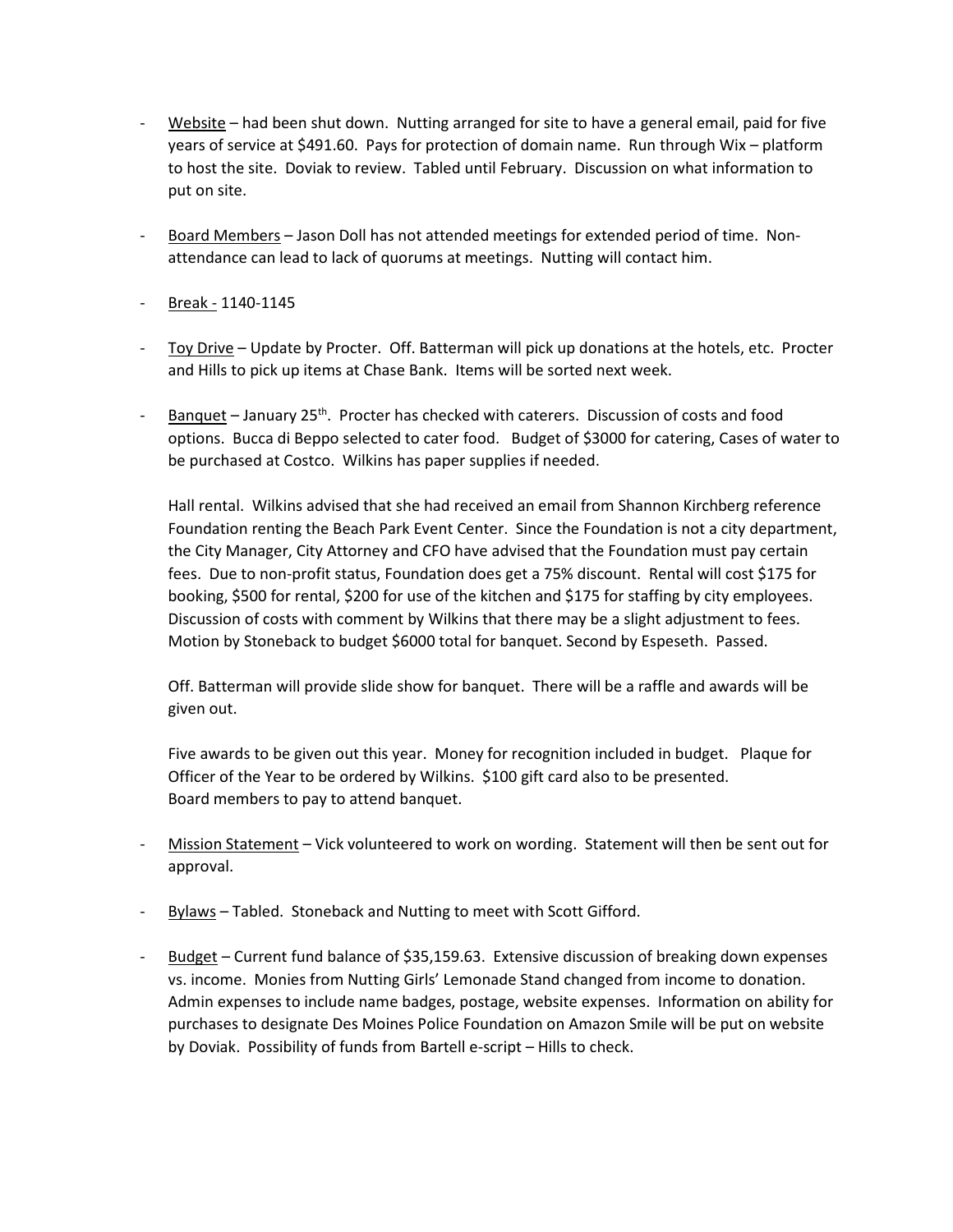- Website – had been shut down. Nutting arranged for site to have a general email, paid for five years of service at $491.60. Pays for protection of domain name. Run through Wix – platform to host the site. Doviak to review. Tabled until February. Discussion on what information to put on site.

- Board Members – Jason Doll has not attended meetings for extended period of time. Non-attendance can lead to lack of quorums at meetings. Nutting will contact him.

- Break - 1140-1145

- Toy Drive – Update by Procter. Off. Batterman will pick up donations at the hotels, etc. Procter and Hills to pick up items at Chase Bank. Items will be sorted next week.

- Banquet – January 25th. Procter has checked with caterers. Discussion of costs and food options. Bucca di Beppo selected to cater food. Budget of $3000 for catering, Cases of water to be purchased at Costco. Wilkins has paper supplies if needed.

  Hall rental. Wilkins advised that she had received an email from Shannon Kirchberg reference Foundation renting the Beach Park Event Center. Since the Foundation is not a city department, the City Manager, City Attorney and CFO have advised that the Foundation must pay certain fees. Due to non-profit status, Foundation does get a 75% discount. Rental will cost $175 for booking, $500 for rental, $200 for use of the kitchen and $175 for staffing by city employees. Discussion of costs with comment by Wilkins that there may be a slight adjustment to fees. Motion by Stoneback to budget $6000 total for banquet. Second by Espeseth. Passed.

  Off. Batterman will provide slide show for banquet. There will be a raffle and awards will be given out.

  Five awards to be given out this year. Money for recognition included in budget. Plaque for Officer of the Year to be ordered by Wilkins. $100 gift card also to be presented.
  Board members to pay to attend banquet.

- Mission Statement – Vick volunteered to work on wording. Statement will then be sent out for approval.

- Bylaws – Tabled. Stoneback and Nutting to meet with Scott Gifford.

- Budget – Current fund balance of $35,159.63. Extensive discussion of breaking down expenses vs. income. Monies from Nutting Girls' Lemonade Stand changed from income to donation. Admin expenses to include name badges, postage, website expenses. Information on ability for purchases to designate Des Moines Police Foundation on Amazon Smile will be put on website by Doviak. Possibility of funds from Bartell e-script – Hills to check.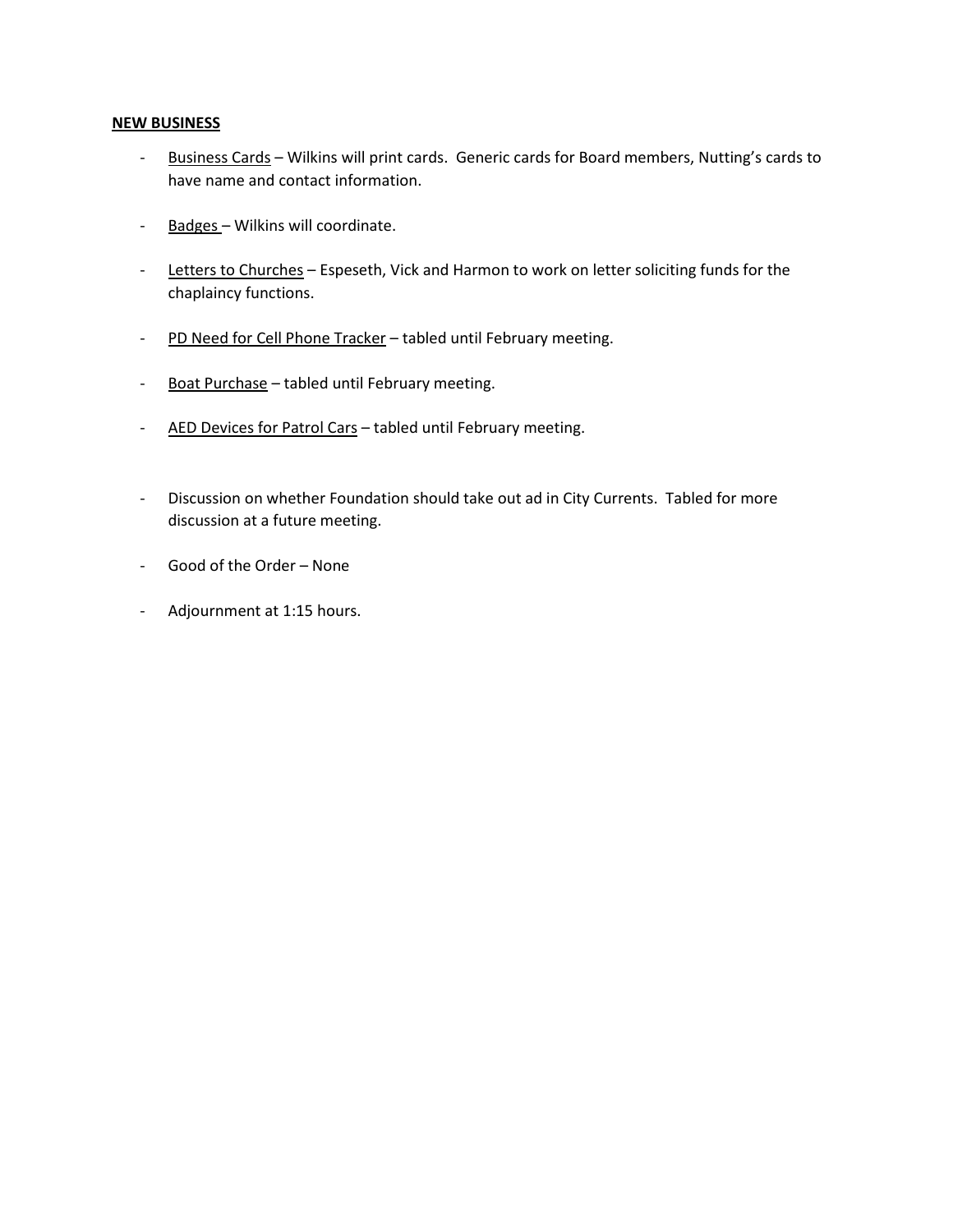**NEW BUSINESS**

- Business Cards – Wilkins will print cards. Generic cards for Board members, Nutting's cards to have name and contact information.
- Badges – Wilkins will coordinate.
- Letters to Churches – Espeseth, Vick and Harmon to work on letter soliciting funds for the chaplaincy functions.
- PD Need for Cell Phone Tracker – tabled until February meeting.
- Boat Purchase – tabled until February meeting.
- AED Devices for Patrol Cars – tabled until February meeting.
- Discussion on whether Foundation should take out ad in City Currents. Tabled for more discussion at a future meeting.
- Good of the Order – None
- Adjournment at 1:15 hours.